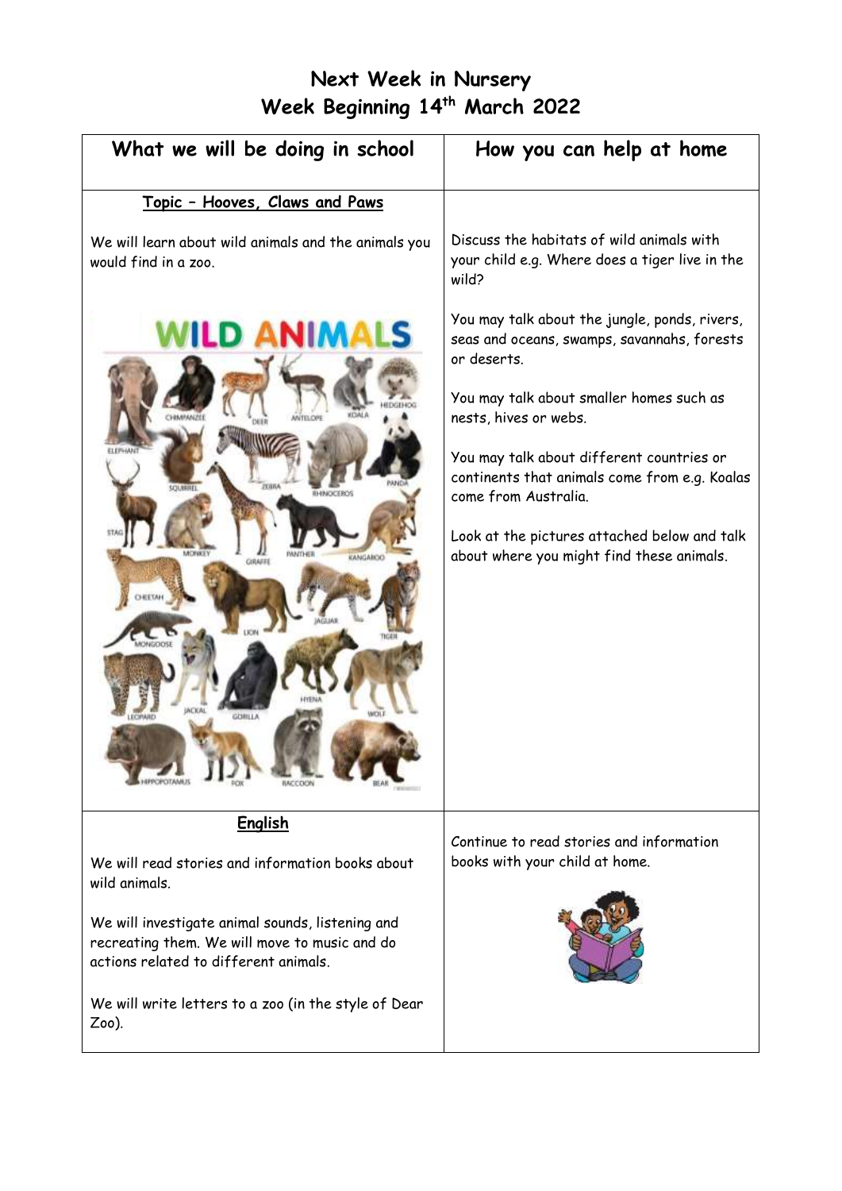# Next Week in Nursery
## Week Beginning 14th March 2022

| What we will be doing in school | How you can help at home |
|---|---|
| **Topic – Hooves, Claws and Paws**<br><br>We will learn about wild animals and the animals you would find in a zoo. | Discuss the habitats of wild animals with your child e.g. Where does a tiger live in the wild?<br><br>You may talk about the jungle, ponds, rivers, seas and oceans, swamps, savannahs, forests or deserts.<br><br>You may talk about smaller homes such as nests, hives or webs.<br><br>You may talk about different countries or continents that animals come from e.g. Koalas come from Australia.<br><br>Look at the pictures attached below and talk about where you might find these animals. |
| **English**<br><br>We will read stories and information books about wild animals.<br><br>We will investigate animal sounds, listening and recreating them. We will move to music and do actions related to different animals.<br><br>We will write letters to a zoo (in the style of Dear Zoo). | Continue to read stories and information books with your child at home. |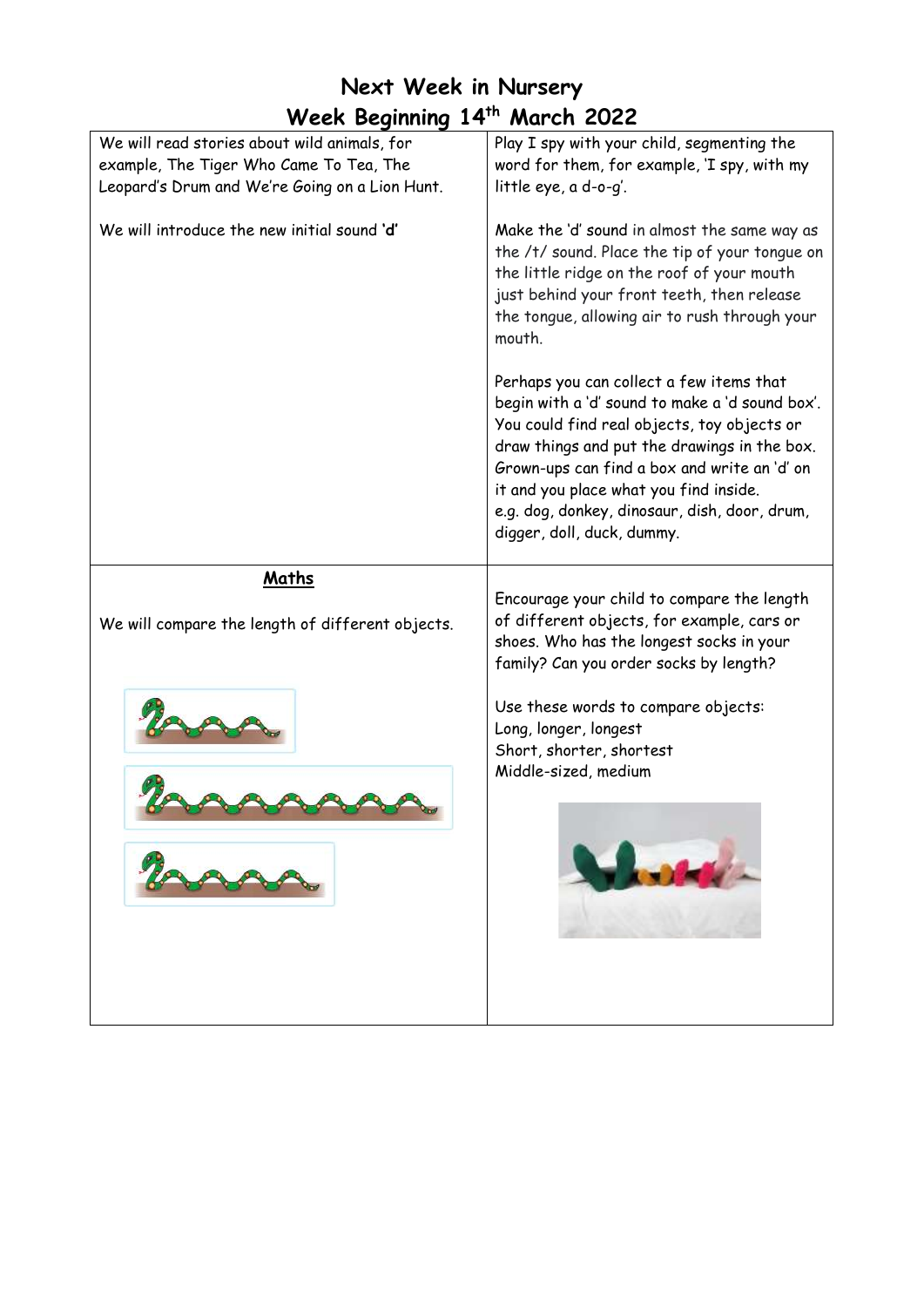# Next Week in Nursery
## Week Beginning 14th March 2022

| | |
|---|---|
| We will read stories about wild animals, for example, The Tiger Who Came To Tea, The Leopard's Drum and We're Going on a Lion Hunt.<br><br>We will introduce the new initial sound **'d'** | Play I spy with your child, segmenting the word for them, for example, 'I spy, with my little eye, a d-o-g'.<br><br>Make the 'd' sound in almost the same way as the /t/ sound. Place the tip of your tongue on the little ridge on the roof of your mouth just behind your front teeth, then release the tongue, allowing air to rush through your mouth.<br><br>Perhaps you can collect a few items that begin with a 'd' sound to make a 'd sound box'. You could find real objects, toy objects or draw things and put the drawings in the box. Grown-ups can find a box and write an 'd' on it and you place what you find inside.<br>e.g. dog, donkey, dinosaur, dish, door, drum, digger, doll, duck, dummy. |
| **<u>Maths</u>**<br><br>We will compare the length of different objects. | Encourage your child to compare the length of different objects, for example, cars or shoes. Who has the longest socks in your family? Can you order socks by length?<br><br>Use these words to compare objects:<br>Long, longer, longest<br>Short, shorter, shortest<br>Middle-sized, medium |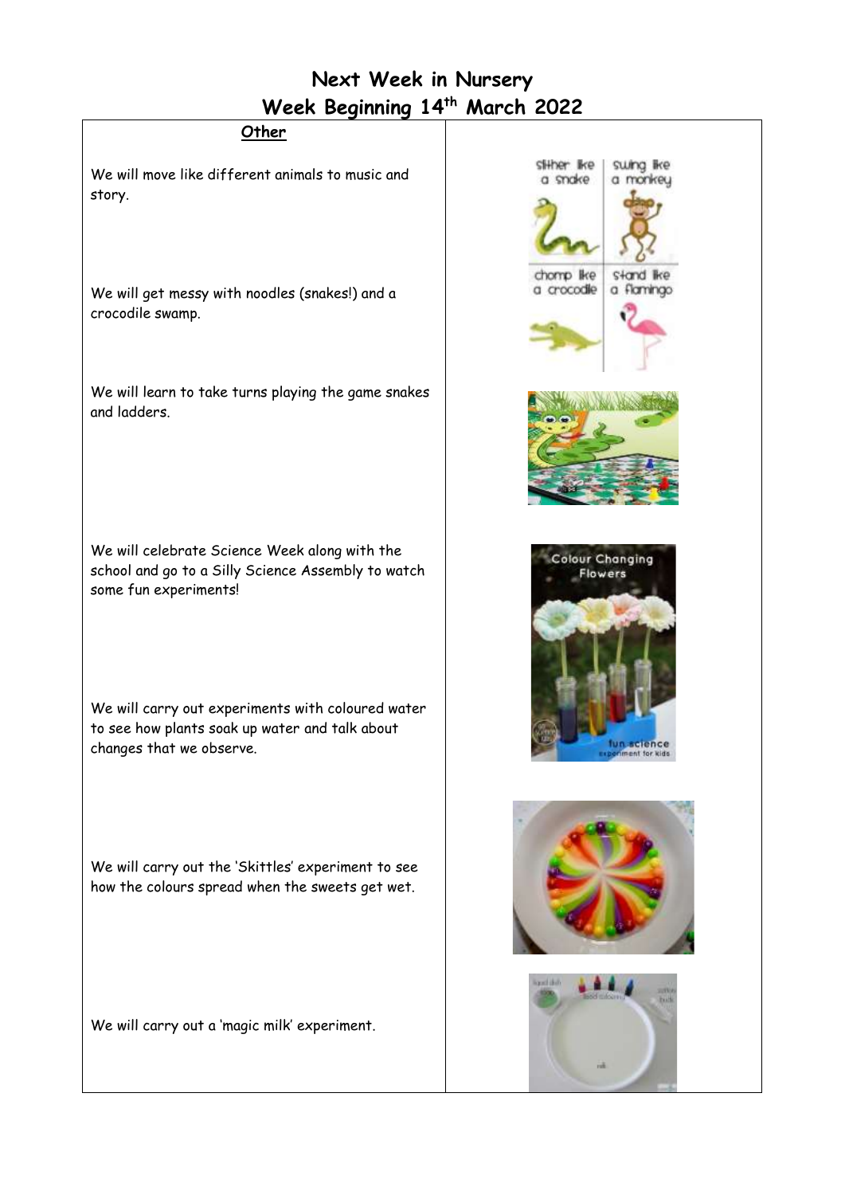# Next Week in Nursery

## Week Beginning 14th March 2022

### Other

We will move like different animals to music and story.

We will get messy with noodles (snakes!) and a crocodile swamp.

We will learn to take turns playing the game snakes and ladders.

We will celebrate Science Week along with the school and go to a Silly Science Assembly to watch some fun experiments!

We will carry out experiments with coloured water to see how plants soak up water and talk about changes that we observe.

We will carry out the 'Skittles' experiment to see how the colours spread when the sweets get wet.

We will carry out a 'magic milk' experiment.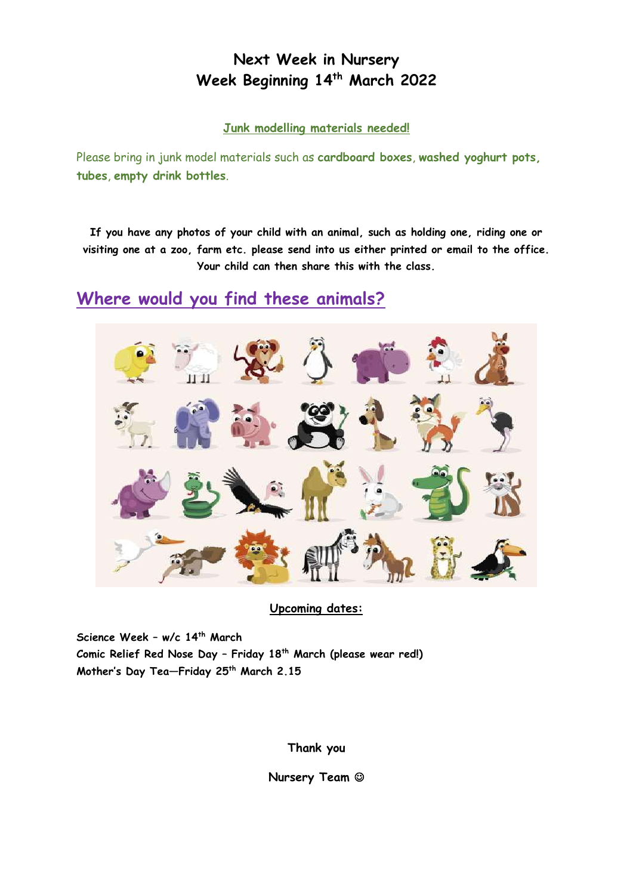# Next Week in Nursery
# Week Beginning 14th March 2022

**Junk modelling materials needed!**

Please bring in junk model materials such as **cardboard boxes**, **washed yoghurt pots**, **tubes**, **empty drink bottles**.

**If you have any photos of your child with an animal, such as holding one, riding one or visiting one at a zoo, farm etc. please send into us either printed or email to the office. Your child can then share this with the class.**

## Where would you find these animals?

**Upcoming dates:**

**Science Week – w/c 14th March**
**Comic Relief Red Nose Day – Friday 18th March (please wear red!)**
**Mother's Day Tea—Friday 25th March 2.15**

**Thank you**

**Nursery Team ☺**